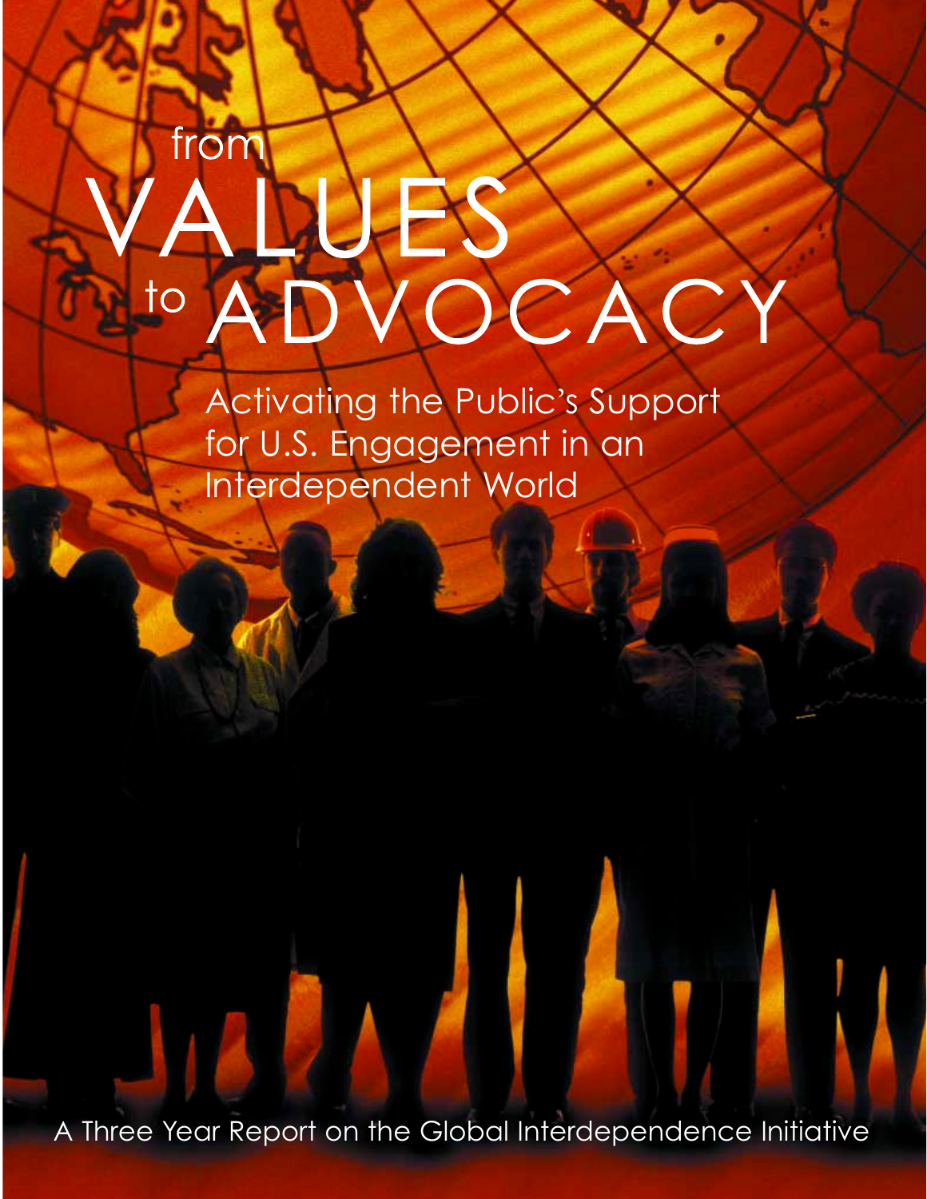# from VALUES to ADVOCACY

## Activating the Public's Support for U.S. Engagement in an Interdependent World

A Three Year Report on the Global Interdependence Initiative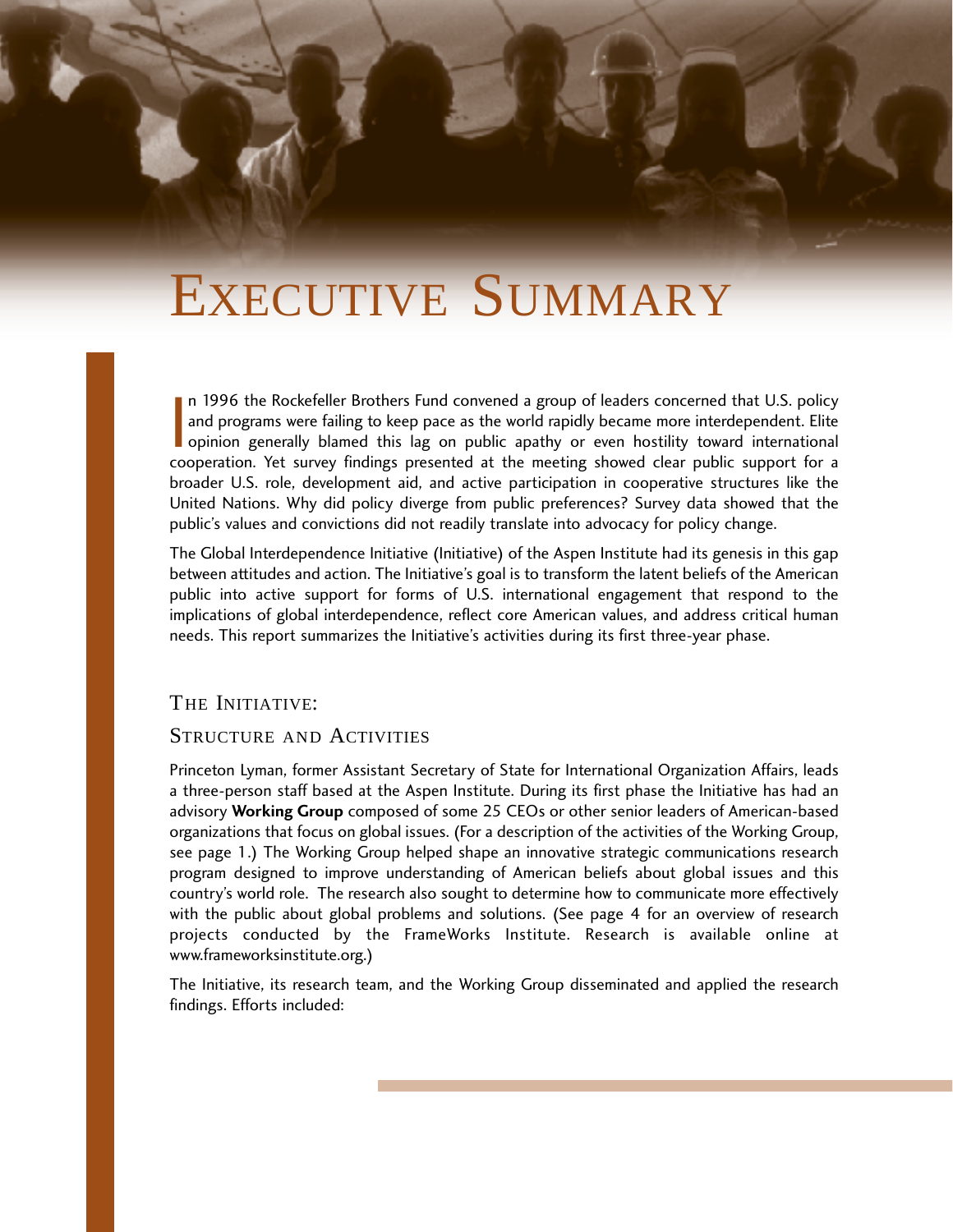# Executive Summary

In 1996 the Rockefeller Brothers Fund convened a group of leaders concerned that U.S. policy and programs were failing to keep pace as the world rapidly became more interdependent. Elite opinion generally blamed this lag on public apathy or even hostility toward international cooperation. Yet survey findings presented at the meeting showed clear public support for a broader U.S. role, development aid, and active participation in cooperative structures like the United Nations. Why did policy diverge from public preferences? Survey data showed that the public's values and convictions did not readily translate into advocacy for policy change.

The Global Interdependence Initiative (Initiative) of the Aspen Institute had its genesis in this gap between attitudes and action. The Initiative's goal is to transform the latent beliefs of the American public into active support for forms of U.S. international engagement that respond to the implications of global interdependence, reflect core American values, and address critical human needs. This report summarizes the Initiative's activities during its first three-year phase.

## The Initiative:

## Structure and Activities

Princeton Lyman, former Assistant Secretary of State for International Organization Affairs, leads a three-person staff based at the Aspen Institute. During its first phase the Initiative has had an advisory **Working Group** composed of some 25 CEOs or other senior leaders of American-based organizations that focus on global issues. (For a description of the activities of the Working Group, see page 1.) The Working Group helped shape an innovative strategic communications research program designed to improve understanding of American beliefs about global issues and this country's world role. The research also sought to determine how to communicate more effectively with the public about global problems and solutions. (See page 4 for an overview of research projects conducted by the FrameWorks Institute. Research is available online at www.frameworksinstitute.org.)

The Initiative, its research team, and the Working Group disseminated and applied the research findings. Efforts included: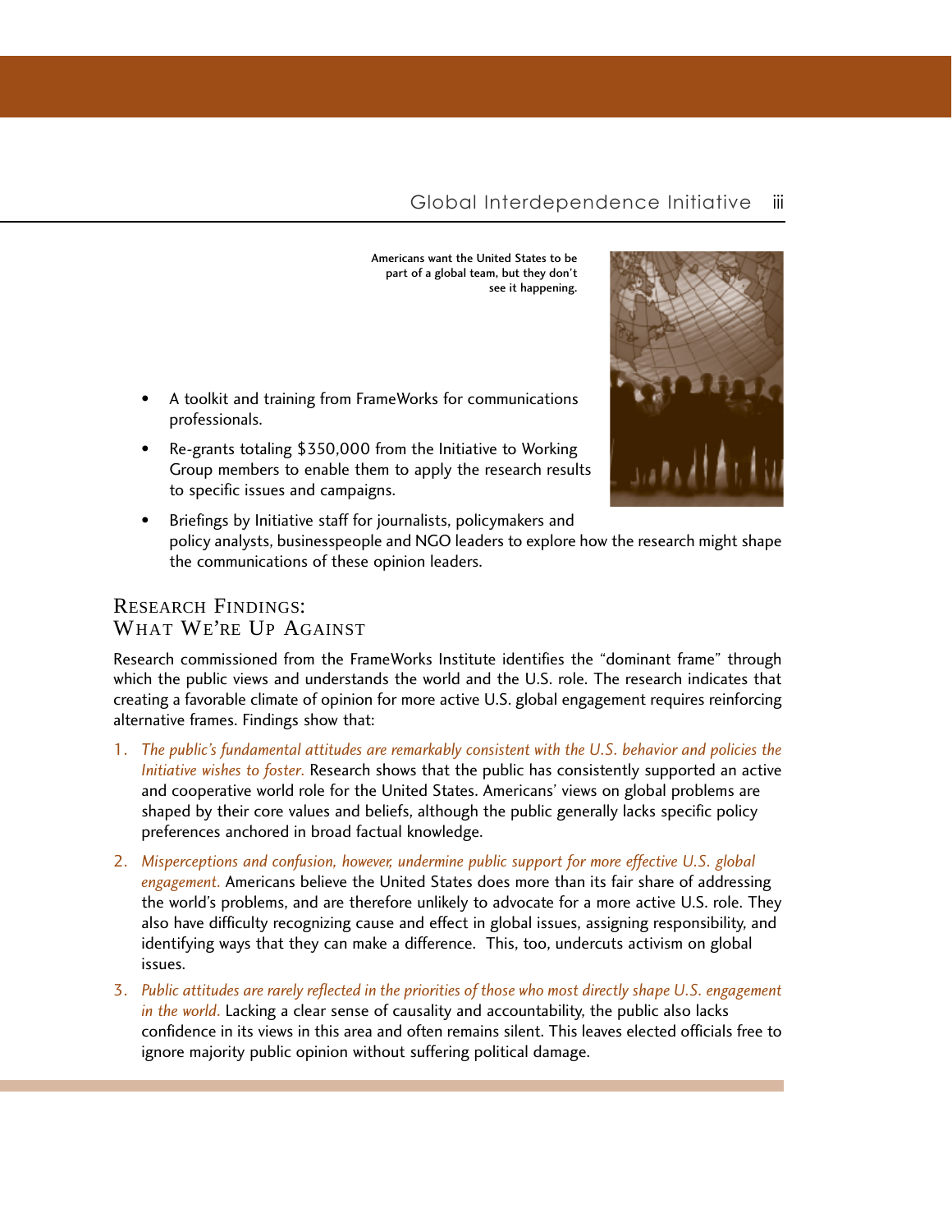Americans want the United States to be part of a global team, but they don't see it happening.

- A toolkit and training from FrameWorks for communications professionals.
- Re-grants totaling $350,000 from the Initiative to Working Group members to enable them to apply the research results to specific issues and campaigns.
- Briefings by Initiative staff for journalists, policymakers and policy analysts, businesspeople and NGO leaders to explore how the research might shape the communications of these opinion leaders.

## Research Findings: What We're Up Against

Research commissioned from the FrameWorks Institute identifies the "dominant frame" through which the public views and understands the world and the U.S. role. The research indicates that creating a favorable climate of opinion for more active U.S. global engagement requires reinforcing alternative frames. Findings show that:

1. *The public's fundamental attitudes are remarkably consistent with the U.S. behavior and policies the Initiative wishes to foster.* Research shows that the public has consistently supported an active and cooperative world role for the United States. Americans' views on global problems are shaped by their core values and beliefs, although the public generally lacks specific policy preferences anchored in broad factual knowledge.
2. *Misperceptions and confusion, however, undermine public support for more effective U.S. global engagement.* Americans believe the United States does more than its fair share of addressing the world's problems, and are therefore unlikely to advocate for a more active U.S. role. They also have difficulty recognizing cause and effect in global issues, assigning responsibility, and identifying ways that they can make a difference. This, too, undercuts activism on global issues.
3. *Public attitudes are rarely reflected in the priorities of those who most directly shape U.S. engagement in the world.* Lacking a clear sense of causality and accountability, the public also lacks confidence in its views in this area and often remains silent. This leaves elected officials free to ignore majority public opinion without suffering political damage.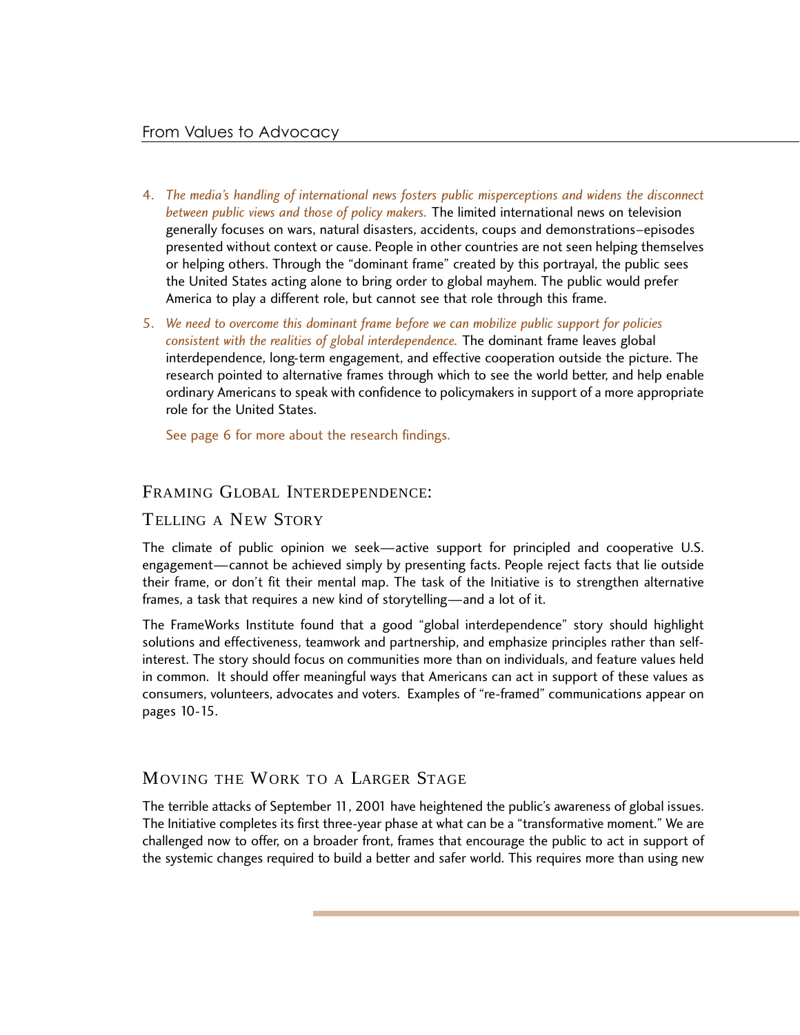4. *The media's handling of international news fosters public misperceptions and widens the disconnect between public views and those of policy makers.* The limited international news on television generally focuses on wars, natural disasters, accidents, coups and demonstrations–episodes presented without context or cause. People in other countries are not seen helping themselves or helping others. Through the "dominant frame" created by this portrayal, the public sees the United States acting alone to bring order to global mayhem. The public would prefer America to play a different role, but cannot see that role through this frame.

5. *We need to overcome this dominant frame before we can mobilize public support for policies consistent with the realities of global interdependence.* The dominant frame leaves global interdependence, long-term engagement, and effective cooperation outside the picture. The research pointed to alternative frames through which to see the world better, and help enable ordinary Americans to speak with confidence to policymakers in support of a more appropriate role for the United States.

   See page 6 for more about the research findings.

## Framing Global Interdependence: Telling a New Story

The climate of public opinion we seek—active support for principled and cooperative U.S. engagement—cannot be achieved simply by presenting facts. People reject facts that lie outside their frame, or don't fit their mental map. The task of the Initiative is to strengthen alternative frames, a task that requires a new kind of storytelling—and a lot of it.

The FrameWorks Institute found that a good "global interdependence" story should highlight solutions and effectiveness, teamwork and partnership, and emphasize principles rather than self-interest. The story should focus on communities more than on individuals, and feature values held in common. It should offer meaningful ways that Americans can act in support of these values as consumers, volunteers, advocates and voters. Examples of "re-framed" communications appear on pages 10-15.

## Moving the Work to a Larger Stage

The terrible attacks of September 11, 2001 have heightened the public's awareness of global issues. The Initiative completes its first three-year phase at what can be a "transformative moment." We are challenged now to offer, on a broader front, frames that encourage the public to act in support of the systemic changes required to build a better and safer world. This requires more than using new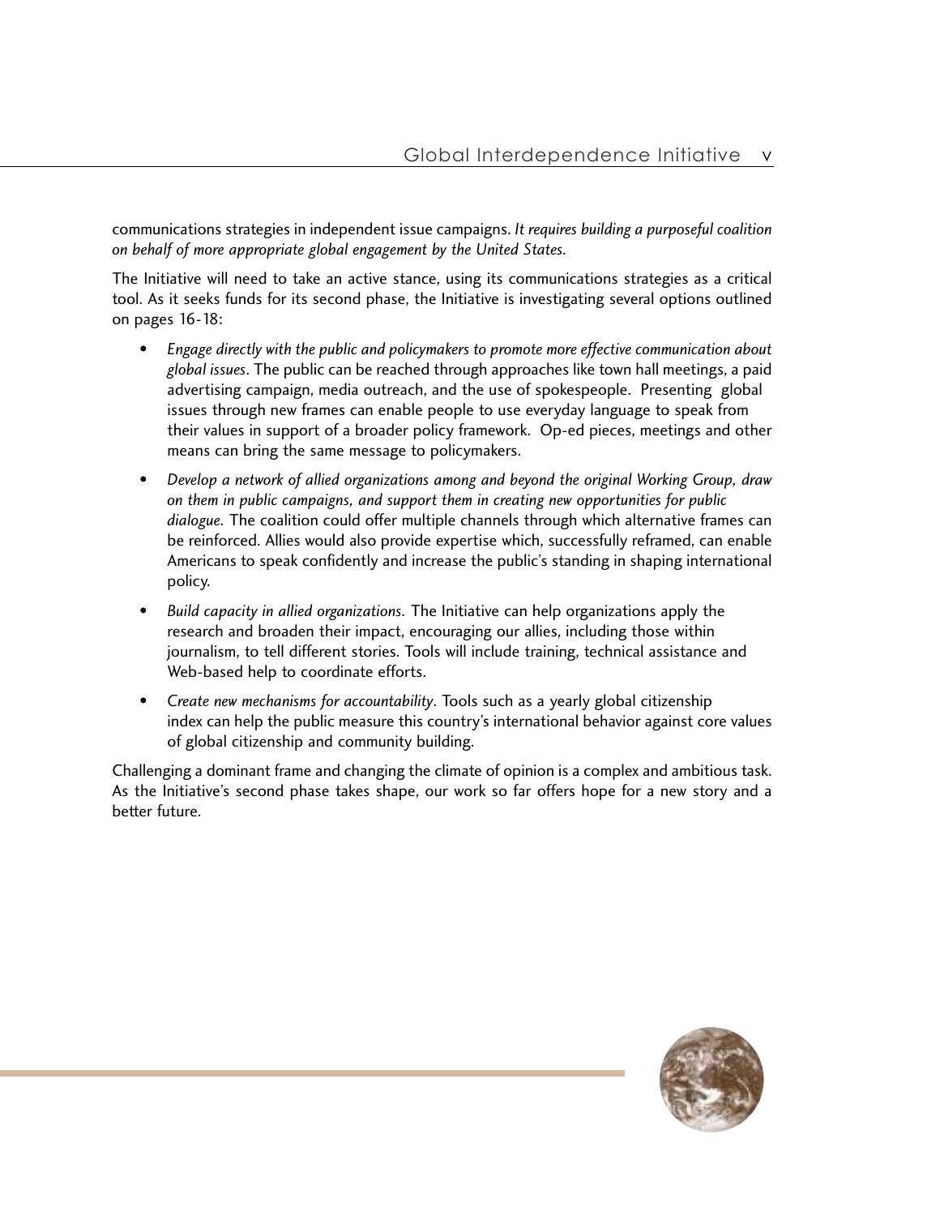communications strategies in independent issue campaigns. *It requires building a purposeful coalition on behalf of more appropriate global engagement by the United States.*

The Initiative will need to take an active stance, using its communications strategies as a critical tool. As it seeks funds for its second phase, the Initiative is investigating several options outlined on pages 16-18:

- *Engage directly with the public and policymakers to promote more effective communication about global issues*. The public can be reached through approaches like town hall meetings, a paid advertising campaign, media outreach, and the use of spokespeople. Presenting global issues through new frames can enable people to use everyday language to speak from their values in support of a broader policy framework. Op-ed pieces, meetings and other means can bring the same message to policymakers.
- *Develop a network of allied organizations among and beyond the original Working Group, draw on them in public campaigns, and support them in creating new opportunities for public dialogue.* The coalition could offer multiple channels through which alternative frames can be reinforced. Allies would also provide expertise which, successfully reframed, can enable Americans to speak confidently and increase the public's standing in shaping international policy.
- *Build capacity in allied organizations.* The Initiative can help organizations apply the research and broaden their impact, encouraging our allies, including those within journalism, to tell different stories. Tools will include training, technical assistance and Web-based help to coordinate efforts.
- *Create new mechanisms for accountability*. Tools such as a yearly global citizenship index can help the public measure this country's international behavior against core values of global citizenship and community building.

Challenging a dominant frame and changing the climate of opinion is a complex and ambitious task. As the Initiative's second phase takes shape, our work so far offers hope for a new story and a better future.